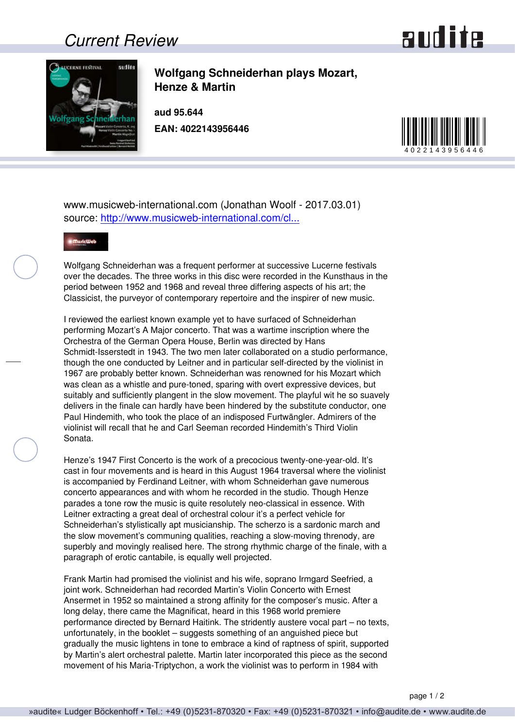# Current Review

## Wolfgang Schneiderhan plays Mozart, Henze & Martin

**aud 95.644**

**EAN: 4022143956446**

www.musicweb-international.com (Jonathan Woolf - 2017.03.01)
source: [http://www.musicweb-international.com/cl...](http://www.musicweb-international.com/cl...)

Wolfgang Schneiderhan was a frequent performer at successive Lucerne festivals over the decades. The three works in this disc were recorded in the Kunsthaus in the period between 1952 and 1968 and reveal three differing aspects of his art; the Classicist, the purveyor of contemporary repertoire and the inspirer of new music.

I reviewed the earliest known example yet to have surfaced of Schneiderhan performing Mozart's A Major concerto. That was a wartime inscription where the Orchestra of the German Opera House, Berlin was directed by Hans Schmidt-Isserstedt in 1943. The two men later collaborated on a studio performance, though the one conducted by Leitner and in particular self-directed by the violinist in 1967 are probably better known. Schneiderhan was renowned for his Mozart which was clean as a whistle and pure-toned, sparing with overt expressive devices, but suitably and sufficiently plangent in the slow movement. The playful wit he so suavely delivers in the finale can hardly have been hindered by the substitute conductor, one Paul Hindemith, who took the place of an indisposed Furtwängler. Admirers of the violinist will recall that he and Carl Seeman recorded Hindemith's Third Violin Sonata.

Henze's 1947 First Concerto is the work of a precocious twenty-one-year-old. It's cast in four movements and is heard in this August 1964 traversal where the violinist is accompanied by Ferdinand Leitner, with whom Schneiderhan gave numerous concerto appearances and with whom he recorded in the studio. Though Henze parades a tone row the music is quite resolutely neo-classical in essence. With Leitner extracting a great deal of orchestral colour it's a perfect vehicle for Schneiderhan's stylistically apt musicianship. The scherzo is a sardonic march and the slow movement's communing qualities, reaching a slow-moving threnody, are superbly and movingly realised here. The strong rhythmic charge of the finale, with a paragraph of erotic cantabile, is equally well projected.

Frank Martin had promised the violinist and his wife, soprano Irmgard Seefried, a joint work. Schneiderhan had recorded Martin's Violin Concerto with Ernest Ansermet in 1952 so maintained a strong affinity for the composer's music. After a long delay, there came the Magnificat, heard in this 1968 world premiere performance directed by Bernard Haitink. The stridently austere vocal part – no texts, unfortunately, in the booklet – suggests something of an anguished piece but gradually the music lightens in tone to embrace a kind of raptness of spirit, supported by Martin's alert orchestral palette. Martin later incorporated this piece as the second movement of his Maria-Triptychon, a work the violinist was to perform in 1984 with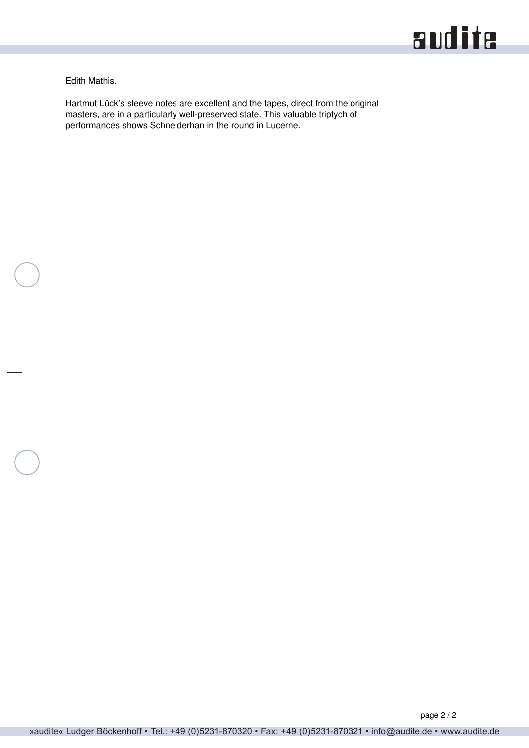Edith Mathis.

Hartmut Lück's sleeve notes are excellent and the tapes, direct from the original masters, are in a particularly well-preserved state. This valuable triptych of performances shows Schneiderhan in the round in Lucerne.